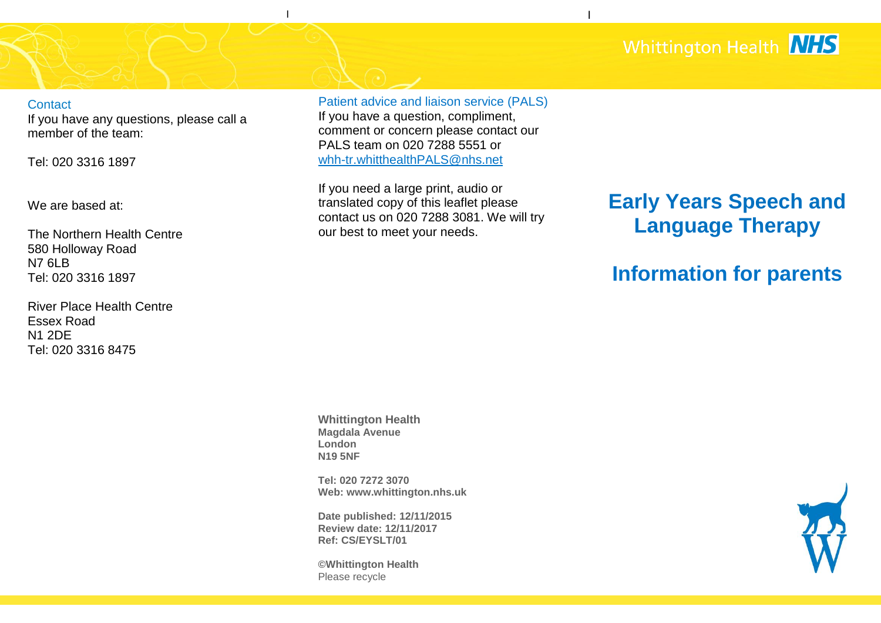Whittington Health NHS

### Contact

If you have any questions, please call a member of the team:

Tel: 020 3316 1897

We are based at:

The Northern Health Centre
580 Holloway Road
N7 6LB
Tel: 020 3316 1897

River Place Health Centre
Essex Road
N1 2DE
Tel: 020 3316 8475

### Patient advice and liaison service (PALS)

If you have a question, compliment, comment or concern please contact our PALS team on 020 7288 5551 or whh-tr.whitthealthPALS@nhs.net

If you need a large print, audio or translated copy of this leaflet please contact us on 020 7288 3081. We will try our best to meet your needs.

**Whittington Health**
**Magdala Avenue**
**London**
**N19 5NF**

**Tel: 020 7272 3070**
**Web: www.whittington.nhs.uk**

**Date published: 12/11/2015**
**Review date: 12/11/2017**
**Ref: CS/EYSLT/01**

**©Whittington Health**
Please recycle

# Early Years Speech and Language Therapy

# Information for parents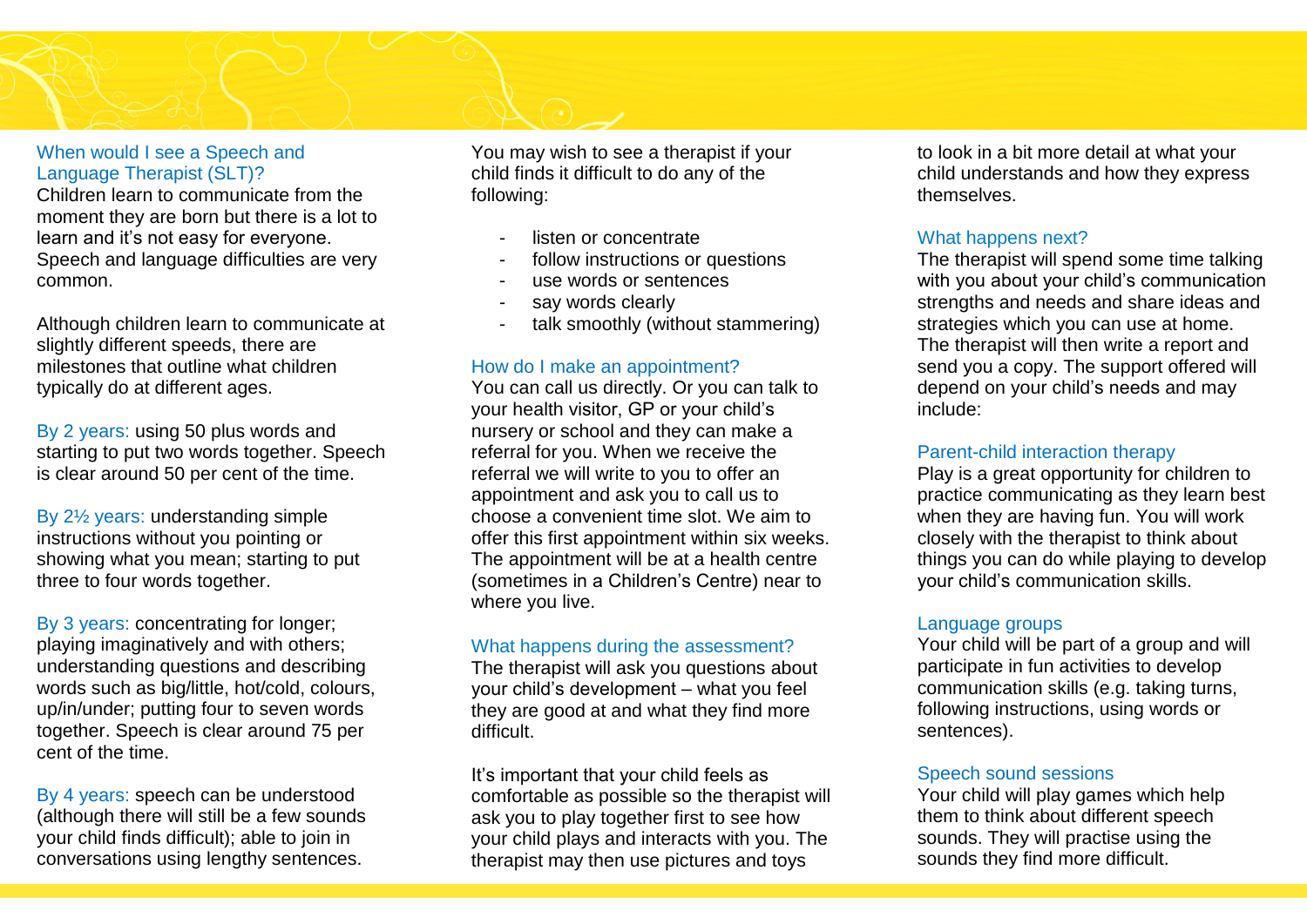## When would I see a Speech and Language Therapist (SLT)?

Children learn to communicate from the moment they are born but there is a lot to learn and it's not easy for everyone. Speech and language difficulties are very common.

Although children learn to communicate at slightly different speeds, there are milestones that outline what children typically do at different ages.

By 2 years: using 50 plus words and starting to put two words together. Speech is clear around 50 per cent of the time.

By 2½ years: understanding simple instructions without you pointing or showing what you mean; starting to put three to four words together.

By 3 years: concentrating for longer; playing imaginatively and with others; understanding questions and describing words such as big/little, hot/cold, colours, up/in/under; putting four to seven words together. Speech is clear around 75 per cent of the time.

By 4 years: speech can be understood (although there will still be a few sounds your child finds difficult); able to join in conversations using lengthy sentences.

You may wish to see a therapist if your child finds it difficult to do any of the following:

- listen or concentrate
- follow instructions or questions
- use words or sentences
- say words clearly
- talk smoothly (without stammering)

## How do I make an appointment?

You can call us directly. Or you can talk to your health visitor, GP or your child's nursery or school and they can make a referral for you. When we receive the referral we will write to you to offer an appointment and ask you to call us to choose a convenient time slot. We aim to offer this first appointment within six weeks. The appointment will be at a health centre (sometimes in a Children's Centre) near to where you live.

## What happens during the assessment?

The therapist will ask you questions about your child's development – what you feel they are good at and what they find more difficult.

It's important that your child feels as comfortable as possible so the therapist will ask you to play together first to see how your child plays and interacts with you. The therapist may then use pictures and toys to look in a bit more detail at what your child understands and how they express themselves.

## What happens next?

The therapist will spend some time talking with you about your child's communication strengths and needs and share ideas and strategies which you can use at home. The therapist will then write a report and send you a copy. The support offered will depend on your child's needs and may include:

### Parent-child interaction therapy

Play is a great opportunity for children to practice communicating as they learn best when they are having fun. You will work closely with the therapist to think about things you can do while playing to develop your child's communication skills.

### Language groups

Your child will be part of a group and will participate in fun activities to develop communication skills (e.g. taking turns, following instructions, using words or sentences).

### Speech sound sessions

Your child will play games which help them to think about different speech sounds. They will practise using the sounds they find more difficult.